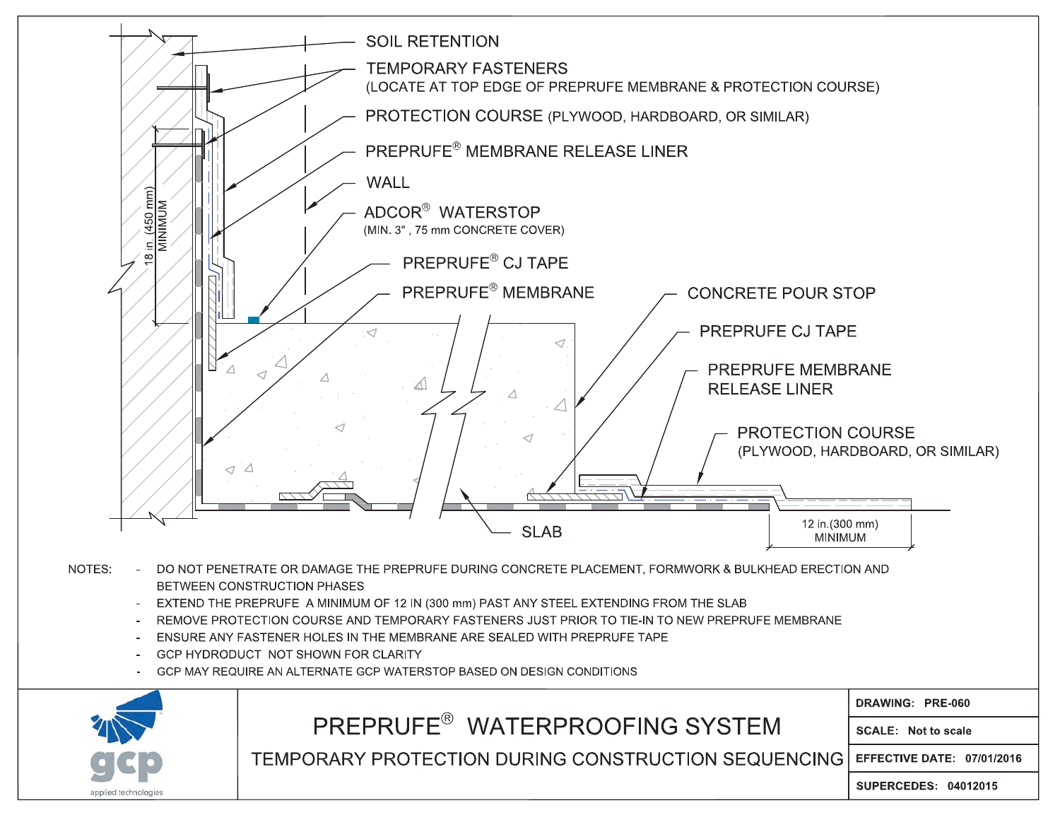SOIL RETENTION

TEMPORARY FASTENERS
(LOCATE AT TOP EDGE OF PREPRUFE MEMBRANE & PROTECTION COURSE)

PROTECTION COURSE (PLYWOOD, HARDBOARD, OR SIMILAR)

PREPRUFE® MEMBRANE RELEASE LINER

WALL

ADCOR® WATERSTOP
(MIN. 3" , 75 mm CONCRETE COVER)

PREPRUFE® CJ TAPE

PREPRUFE® MEMBRANE

18 in. (450 mm)
MINIMUM

CONCRETE POUR STOP

PREPRUFE CJ TAPE

PREPRUFE MEMBRANE
RELEASE LINER

PROTECTION COURSE
(PLYWOOD, HARDBOARD, OR SIMILAR)

SLAB

12 in.(300 mm)
MINIMUM

NOTES:

- DO NOT PENETRATE OR DAMAGE THE PREPRUFE DURING CONCRETE PLACEMENT, FORMWORK & BULKHEAD ERECTION AND BETWEEN CONSTRUCTION PHASES
- EXTEND THE PREPRUFE A MINIMUM OF 12 IN (300 mm) PAST ANY STEEL EXTENDING FROM THE SLAB
- REMOVE PROTECTION COURSE AND TEMPORARY FASTENERS JUST PRIOR TO TIE-IN TO NEW PREPRUFE MEMBRANE
- ENSURE ANY FASTENER HOLES IN THE MEMBRANE ARE SEALED WITH PREPRUFE TAPE
- GCP HYDRODUCT NOT SHOWN FOR CLARITY
- GCP MAY REQUIRE AN ALTERNATE GCP WATERSTOP BASED ON DESIGN CONDITIONS

gcp applied technologies

# PREPRUFE® WATERPROOFING SYSTEM

## TEMPORARY PROTECTION DURING CONSTRUCTION SEQUENCING

| | |
|---|---|
| **DRAWING:** | **PRE-060** |
| **SCALE:** | **Not to scale** |
| **EFFECTIVE DATE:** | **07/01/2016** |
| **SUPERCEDES:** | **04012015** |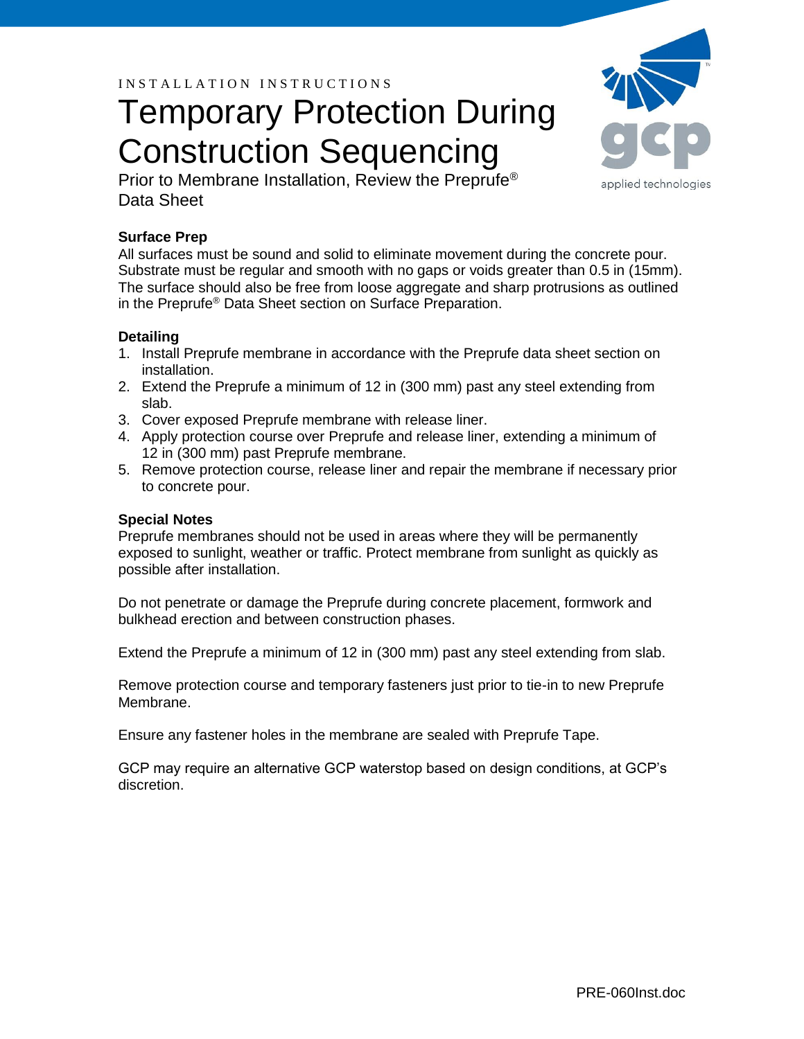INSTALLATION INSTRUCTIONS

# Temporary Protection During Construction Sequencing

Prior to Membrane Installation, Review the Preprufe® Data Sheet

gcp applied technologies

### Surface Prep

All surfaces must be sound and solid to eliminate movement during the concrete pour. Substrate must be regular and smooth with no gaps or voids greater than 0.5 in (15mm). The surface should also be free from loose aggregate and sharp protrusions as outlined in the Preprufe® Data Sheet section on Surface Preparation.

### Detailing

1. Install Preprufe membrane in accordance with the Preprufe data sheet section on installation.
2. Extend the Preprufe a minimum of 12 in (300 mm) past any steel extending from slab.
3. Cover exposed Preprufe membrane with release liner.
4. Apply protection course over Preprufe and release liner, extending a minimum of 12 in (300 mm) past Preprufe membrane.
5. Remove protection course, release liner and repair the membrane if necessary prior to concrete pour.

### Special Notes

Preprufe membranes should not be used in areas where they will be permanently exposed to sunlight, weather or traffic. Protect membrane from sunlight as quickly as possible after installation.

Do not penetrate or damage the Preprufe during concrete placement, formwork and bulkhead erection and between construction phases.

Extend the Preprufe a minimum of 12 in (300 mm) past any steel extending from slab.

Remove protection course and temporary fasteners just prior to tie-in to new Preprufe Membrane.

Ensure any fastener holes in the membrane are sealed with Preprufe Tape.

GCP may require an alternative GCP waterstop based on design conditions, at GCP's discretion.

PRE-060Inst.doc